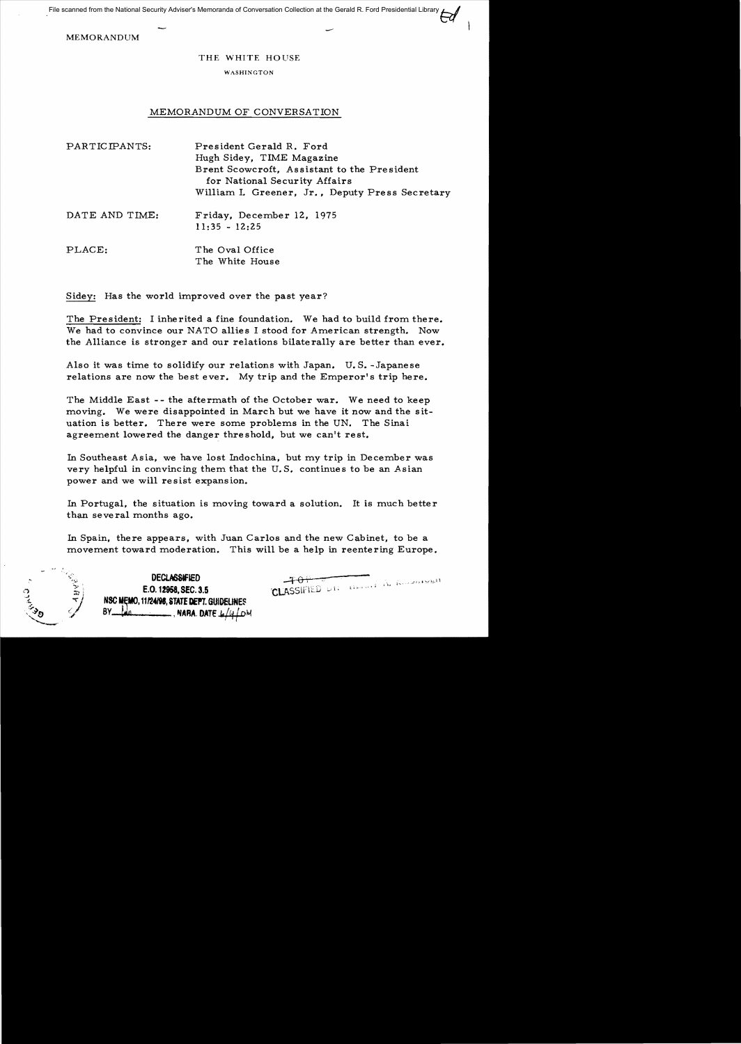File scanned from the National Security Adviser's Memoranda of Conversation Collection at the Gerald R. Ford Presidential Library

MEMORANDUM

THE WHITE HOUSE

WASHINGTON

## MEMORANDUM OF CONVERSATION

PARTICIPANTS: President Gerald R. Ford
Hugh Sidey, TIME Magazine
Brent Scowcroft, Assistant to the President for National Security Affairs
William I. Greener, Jr., Deputy Press Secretary

DATE AND TIME: Friday, December 12, 1975
11:35 - 12:25

PLACE: The Oval Office
The White House

Sidey: Has the world improved over the past year?

The President: I inherited a fine foundation. We had to build from there. We had to convince our NATO allies I stood for American strength. Now the Alliance is stronger and our relations bilaterally are better than ever.

Also it was time to solidify our relations with Japan. U.S.-Japanese relations are now the best ever. My trip and the Emperor's trip here.

The Middle East -- the aftermath of the October war. We need to keep moving. We were disappointed in March but we have it now and the situation is better. There were some problems in the UN. The Sinai agreement lowered the danger threshold, but we can't rest.

In Southeast Asia, we have lost Indochina, but my trip in December was very helpful in convincing them that the U.S. continues to be an Asian power and we will resist expansion.

In Portugal, the situation is moving toward a solution. It is much better than several months ago.

In Spain, there appears, with Juan Carlos and the new Cabinet, to be a movement toward moderation. This will be a help in reentering Europe.

DECLASSIFIED
E.O. 12958, SEC. 3.5
NSC MEMO, 11/24/98, STATE DEPT. GUIDELINES
BY ___, NARA. DATE ___

CLASSIFIED BY ___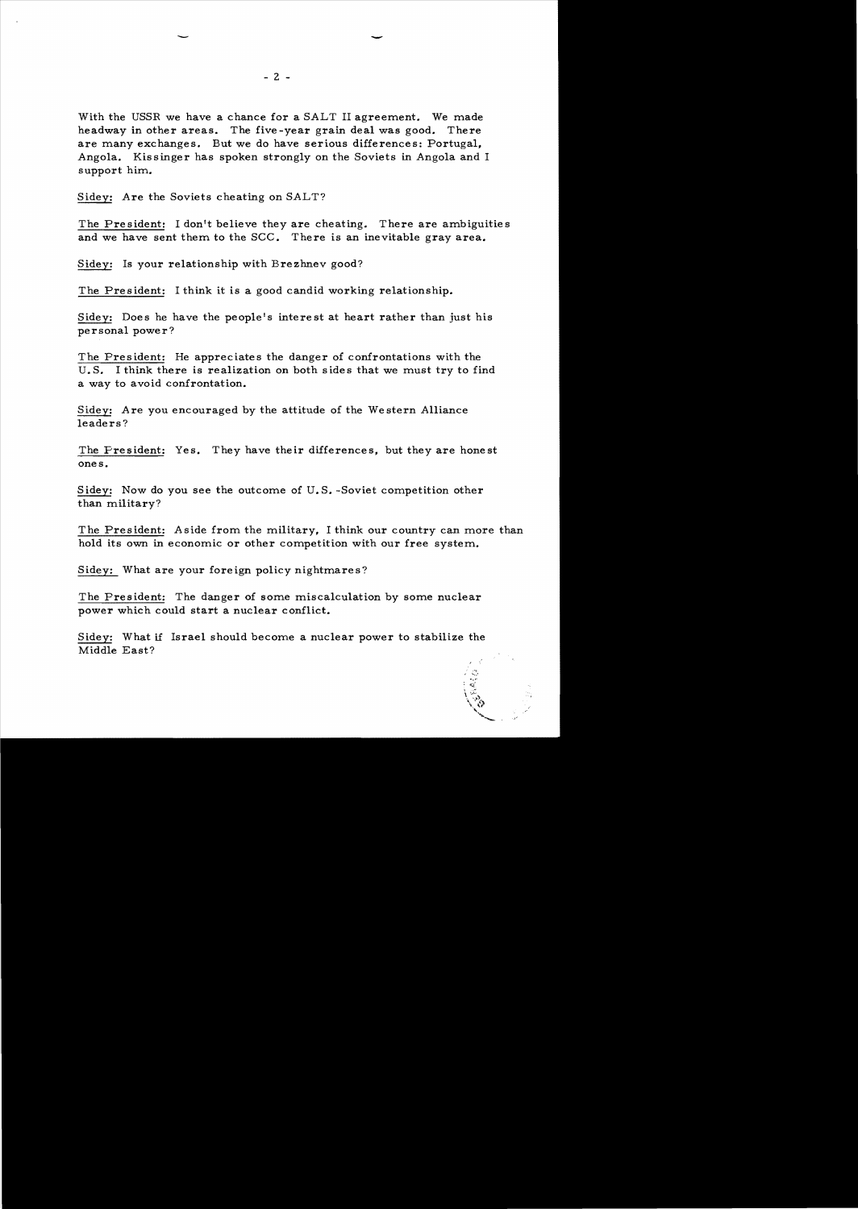With the USSR we have a chance for a SALT II agreement. We made headway in other areas. The five-year grain deal was good. There are many exchanges. But we do have serious differences: Portugal, Angola. Kissinger has spoken strongly on the Soviets in Angola and I support him.

Sidey: Are the Soviets cheating on SALT?

The President: I don't believe they are cheating. There are ambiguities and we have sent them to the SCC. There is an inevitable gray area.

Sidey: Is your relationship with Brezhnev good?

The President: I think it is a good candid working relationship.

Sidey: Does he have the people's interest at heart rather than just his personal power?

The President: He appreciates the danger of confrontations with the U.S. I think there is realization on both sides that we must try to find a way to avoid confrontation.

Sidey: Are you encouraged by the attitude of the Western Alliance leaders?

The President: Yes. They have their differences, but they are honest ones.

Sidey: Now do you see the outcome of U.S.-Soviet competition other than military?

The President: Aside from the military, I think our country can more than hold its own in economic or other competition with our free system.

Sidey: What are your foreign policy nightmares?

The President: The danger of some miscalculation by some nuclear power which could start a nuclear conflict.

Sidey: What if Israel should become a nuclear power to stabilize the Middle East?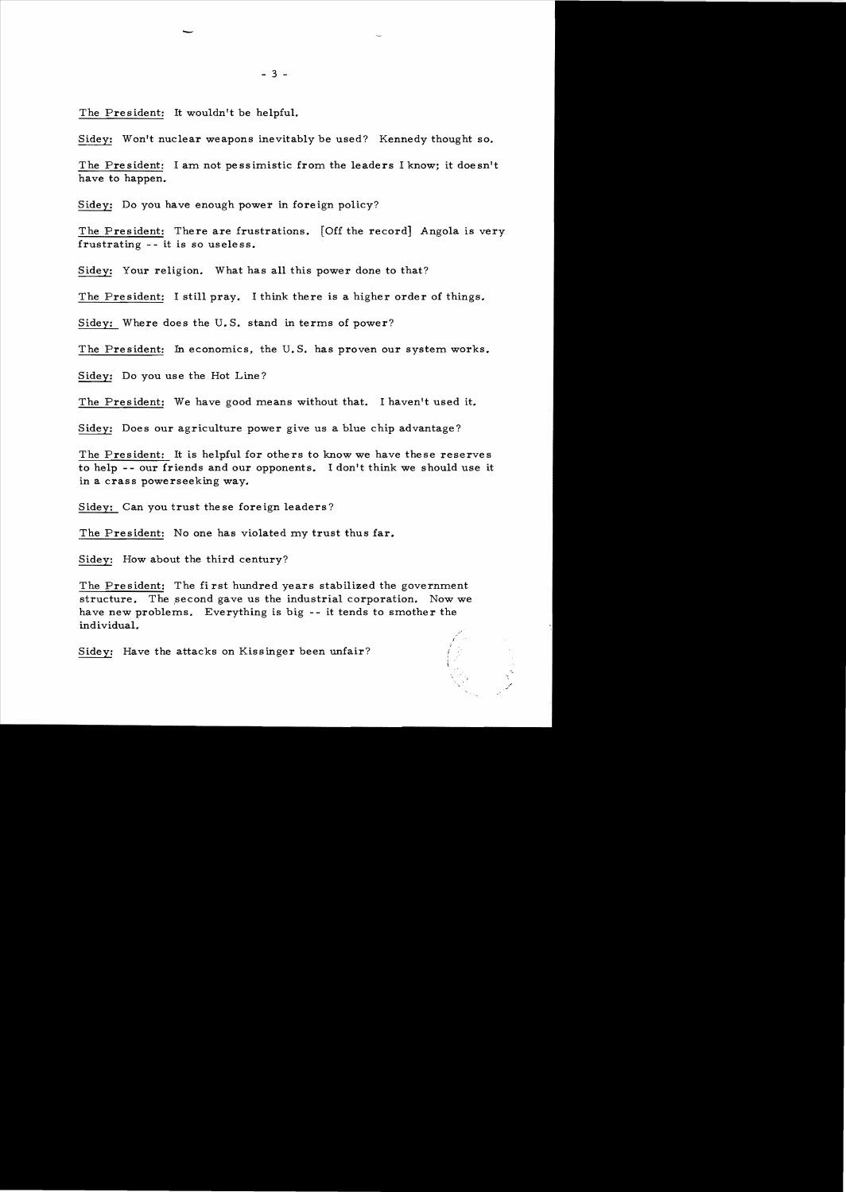The President: It wouldn't be helpful.

Sidey: Won't nuclear weapons inevitably be used? Kennedy thought so.

The President: I am not pessimistic from the leaders I know; it doesn't have to happen.

Sidey: Do you have enough power in foreign policy?

The President: There are frustrations. [Off the record] Angola is very frustrating -- it is so useless.

Sidey: Your religion. What has all this power done to that?

The President: I still pray. I think there is a higher order of things.

Sidey: Where does the U.S. stand in terms of power?

The President: In economics, the U.S. has proven our system works.

Sidey: Do you use the Hot Line?

The President: We have good means without that. I haven't used it.

Sidey: Does our agriculture power give us a blue chip advantage?

The President: It is helpful for others to know we have these reserves to help -- our friends and our opponents. I don't think we should use it in a crass powerseeking way.

Sidey: Can you trust these foreign leaders?

The President: No one has violated my trust thus far.

Sidey: How about the third century?

The President: The first hundred years stabilized the government structure. The second gave us the industrial corporation. Now we have new problems. Everything is big -- it tends to smother the individual.

Sidey: Have the attacks on Kissinger been unfair?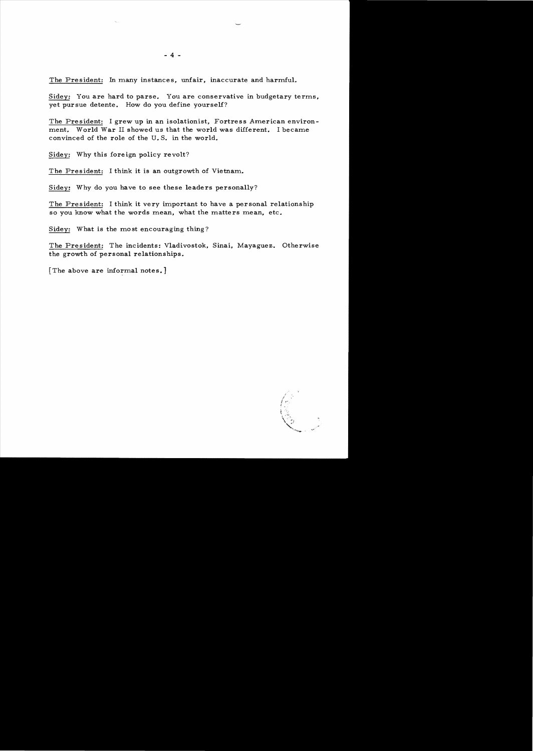The President: In many instances, unfair, inaccurate and harmful.

Sidey: You are hard to parse. You are conservative in budgetary terms, yet pursue detente. How do you define yourself?

The President: I grew up in an isolationist, Fortress American environment. World War II showed us that the world was different. I became convinced of the role of the U.S. in the world.

Sidey: Why this foreign policy revolt?

The President: I think it is an outgrowth of Vietnam.

Sidey: Why do you have to see these leaders personally?

The President: I think it very important to have a personal relationship so you know what the words mean, what the matters mean, etc.

Sidey: What is the most encouraging thing?

The President: The incidents: Vladivostok, Sinai, Mayaguez. Otherwise the growth of personal relationships.

[The above are informal notes.]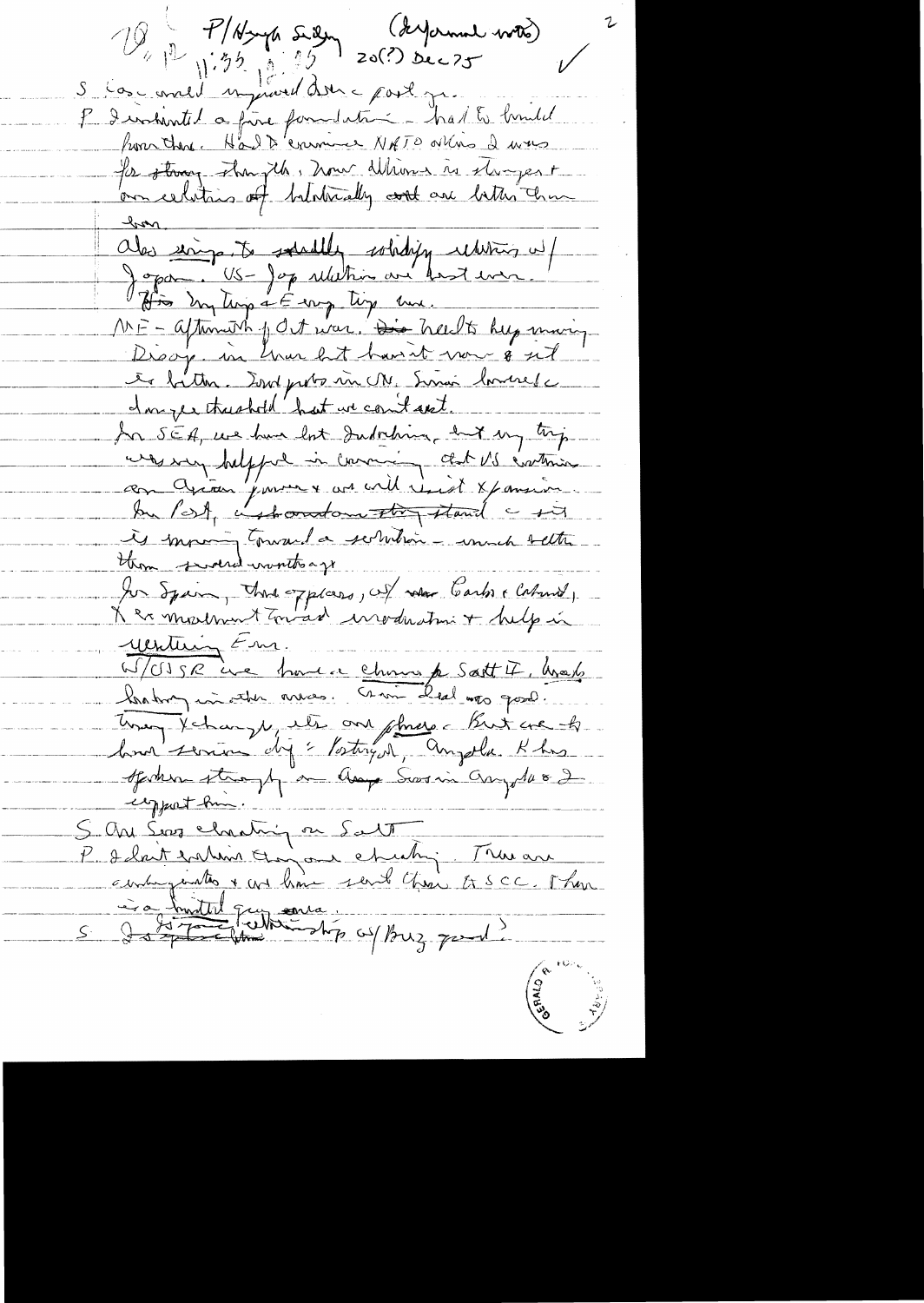P/Hsygh Sidy (Beyond notes)

11:35 - 12:45 20(?) Dec 75

S Cos and I enjoyed trip & past yr.

P I inherited a fine foundation - had to build from there. Had I examined NATO relations I was for strong strength. Now relations in stronger & our relations bilaterally are better than ever.

Also trips to solidly solidify relations w/ Japan. US-Jap relations are best ever. Hiro [?] trip & Emp trip here.

ME - aftermath of Oct war. Did [?] help moving Diplomacy in [?] but haven't won & not as better. Sinai [?] on UN. Sinai lowered danger threshold but we can't rest.

In SEA, we have lost Indochina, but my trip was very helpful in convincing that US continues an Asian power & we will resist expansion.

In Port, it [?] stand & it is moving toward a solution - much better than several months ago.

In Spain, these [?] cliques, w/ Carlos & Cabinet, & movement toward moderation & help in [?] Eur.

W/USSR we have a chance for Salt II, [?] in other areas. Grain deal was good. Trade exchanges, etc. our [?] & [?]. But we have serious dif: Portugal, Angola. K has spoken strongly on Angola & Sov in Angola & I support him.

S. Are Sovs cheating on Salt

P I don't [?] they are cheating. There are ambiguities & we have sent them to SCC. There is a [?] gray area.

S I [?] relationship w/ Brez good?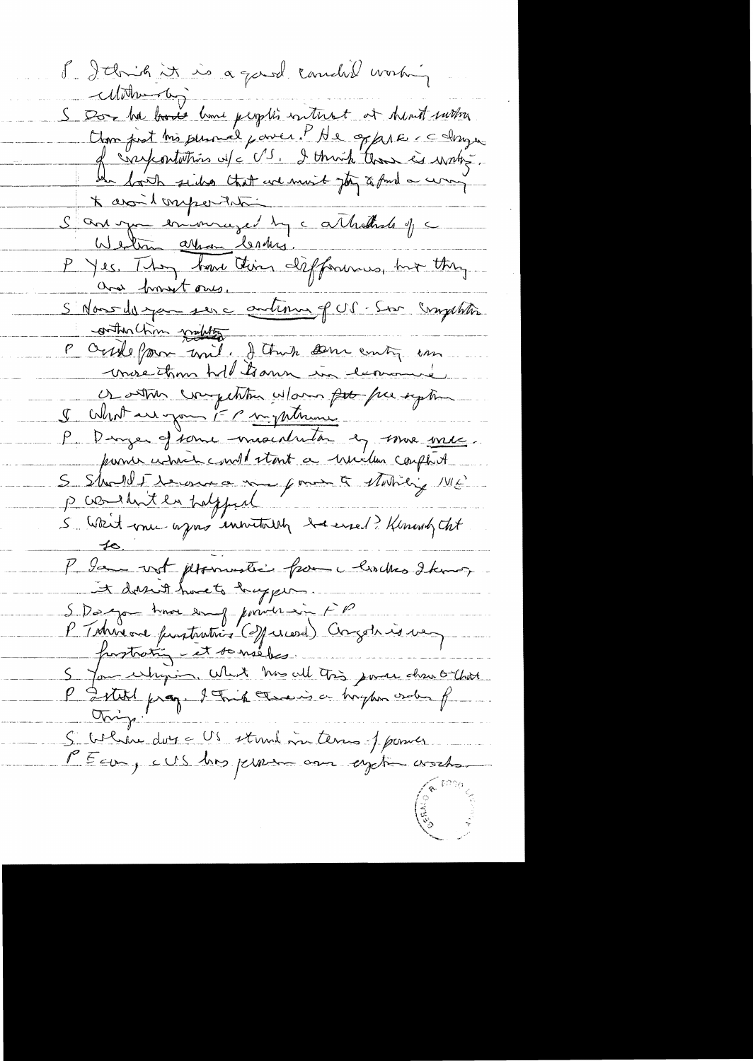P I think it is a good candid working relationship.

S Does he have home people's interest at heart rather than just his personal power? P He speaks of the danger of confrontation w/ the US. I think there is worry on both sides that we must try to find a way to avoid confrontation.

S Are you encouraged by the attitude of the Western allied leaders.

P Yes. They have their differences, but they are honest ones.

S How do you see the actions of US - Sov competition with China rivalry

P Outside from mil. I think some country can more than hold its own in economic or other competition w/ our free-free system

S What are your FP imperatives.

P Danger of some miscalculation by some nuc. power which could start a nuclear conflict

S Should I become a more forum to stabilizing ME?

P Wouldn't be helpful

S What are your worries inevitably be used? Kennedy that so.

P I am not pessimistic from the leaders I know, it doesn't have to happen.

S Do you have enough power in FP

P I have one frustration (offered) Congress is very frustrating - it sometimes

S You're whipping. What has all this power done to that

P I still pray. I think there is a higher order of things.

S Where does the US stand in terms of power

P Econ, the US has proven our system works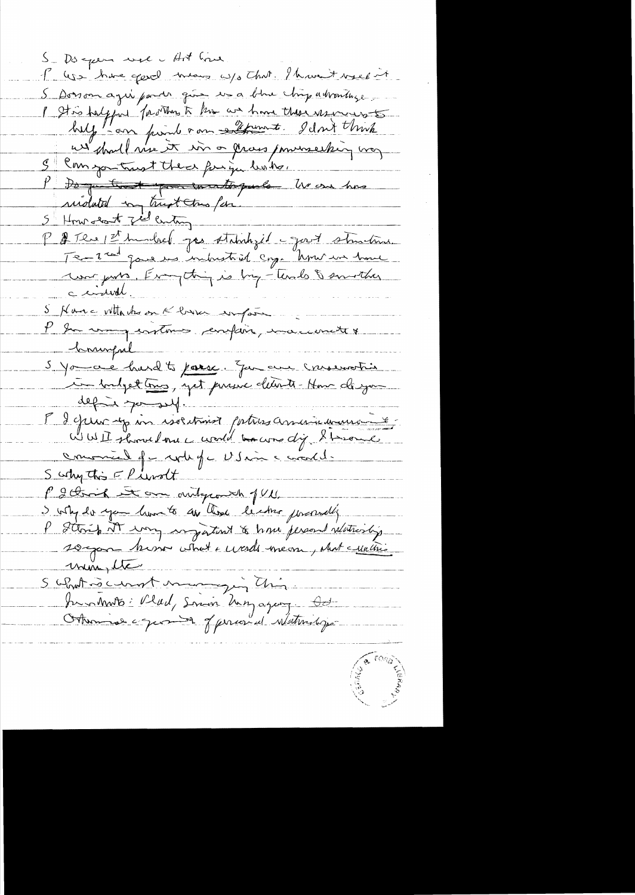S Do you use a hot line

P We have good means w/o that. I haven't used it

S Doesn't our air power give us a blue chip advantage

P It is helpful for others to know we have these resources to help – our friends or our government. I don't think we should use it in a gross pressurizing way

S Can you trust these foreign leaders.

P ~~Do you trust your counterparts~~ No one has violated my trust thus far.

S How about 21st century

P The 19th hundred yrs stabilized – govt structures. The 20th gave us industrial cnty. Now we have new problems. Everything is big – tends to smother the individual.

S Have attacks on K been unfair

P In many instances unfair, inaccurate & hurtful

S You are hard to parse. You are conservative in budget terms, yet pursue detente. How do you define yourself.

P I grew up in isolationist portions America. ~~War~~ WWII showed me a world economy & economic effect of the US in the world.

S Why this FP involvt

P I think it an outgrowth of VP.

S Why do you have to see these leaders personally

P I think it very important to have personal relationships so you know what the words mean, what the leaders mean, etc.

S What is most moving in this

P Inscriptions: Vlad, Soviet Hungary. — Otherwise a general of personal relationships.